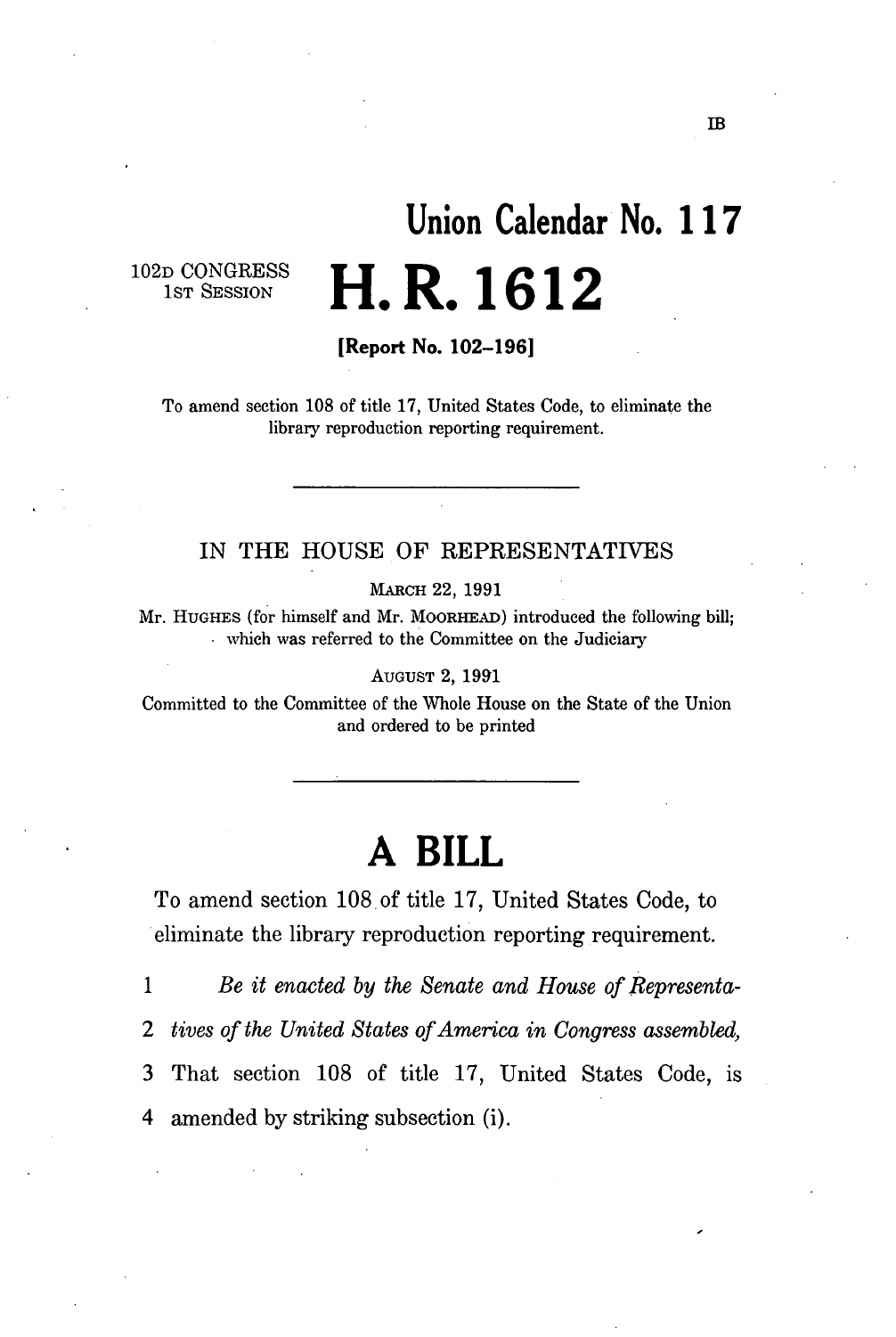IB

# Union Calendar No. 117

102D CONGRESS
1ST SESSION

# H. R. 1612

**[Report No. 102–196]**

To amend section 108 of title 17, United States Code, to eliminate the library reproduction reporting requirement.

---

IN THE HOUSE OF REPRESENTATIVES

MARCH 22, 1991

Mr. HUGHES (for himself and Mr. MOORHEAD) introduced the following bill; which was referred to the Committee on the Judiciary

AUGUST 2, 1991

Committed to the Committee of the Whole House on the State of the Union and ordered to be printed

---

# A BILL

To amend section 108 of title 17, United States Code, to eliminate the library reproduction reporting requirement.

1 *Be it enacted by the Senate and House of Representa-*
2 *tives of the United States of America in Congress assembled,*
3 That section 108 of title 17, United States Code, is
4 amended by striking subsection (i).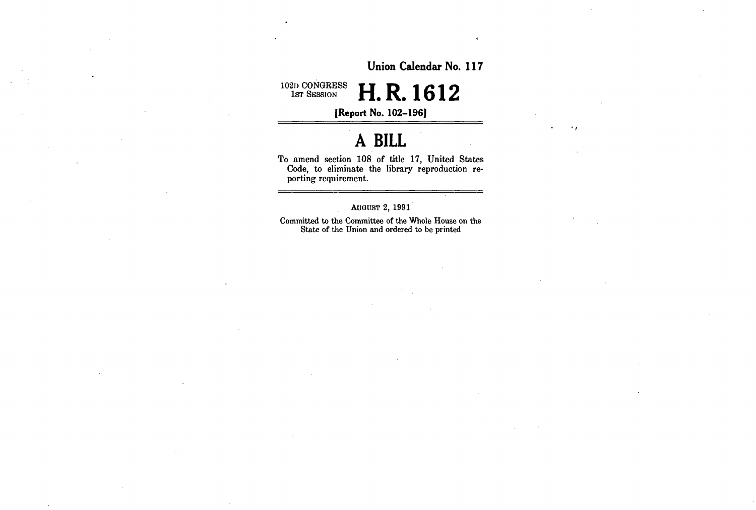**Union Calendar No. 117**

102D CONGRESS
1ST SESSION

# H. R. 1612

**[Report No. 102–196]**

---

# A BILL

To amend section 108 of title 17, United States Code, to eliminate the library reproduction reporting requirement.

---

AUGUST 2, 1991

Committed to the Committee of the Whole House on the State of the Union and ordered to be printed